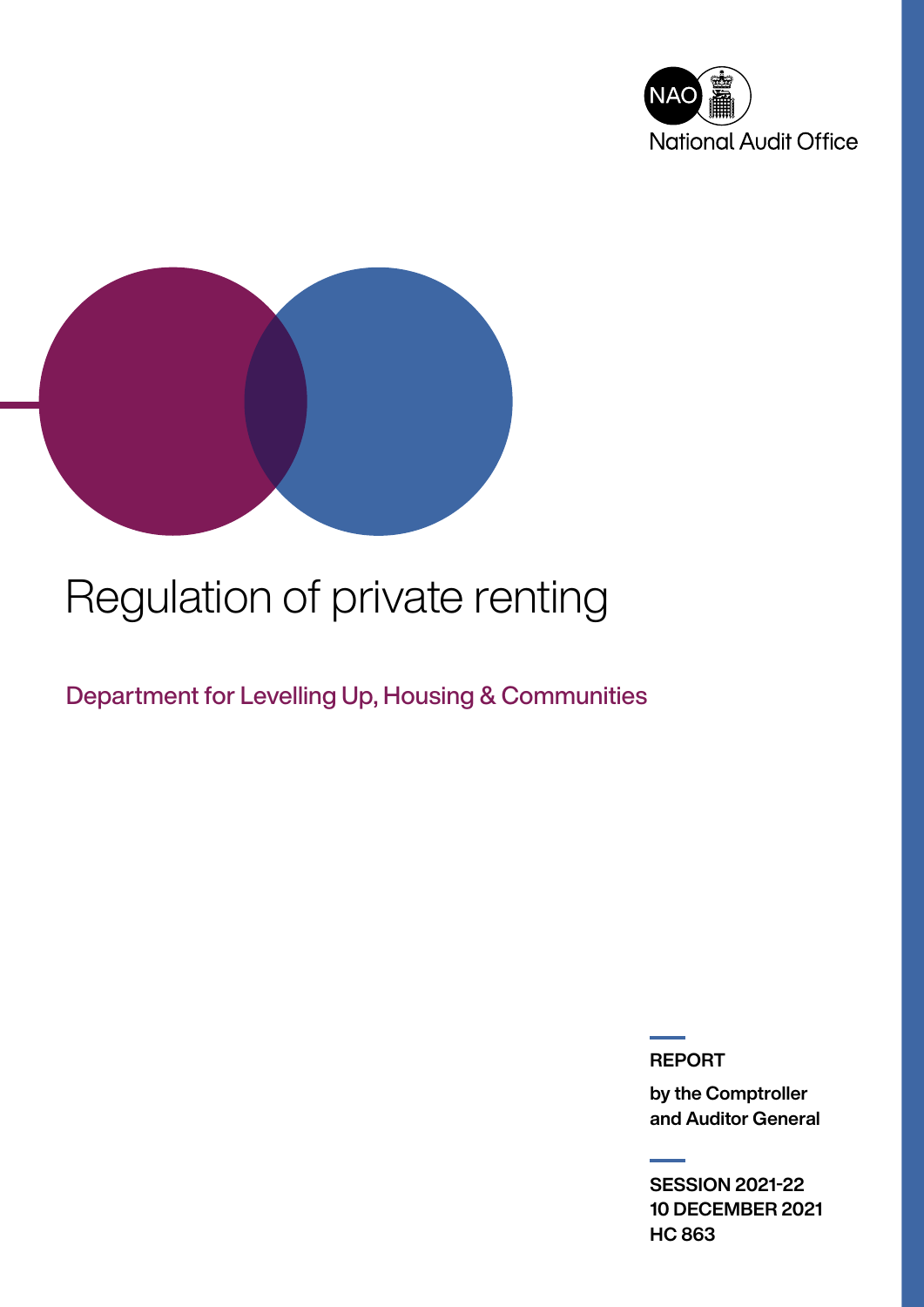National Audit Office

# Regulation of private renting

Department for Levelling Up, Housing & Communities

**REPORT**

**by the Comptroller and Auditor General**

**SESSION 2021-22**
**10 DECEMBER 2021**
**HC 863**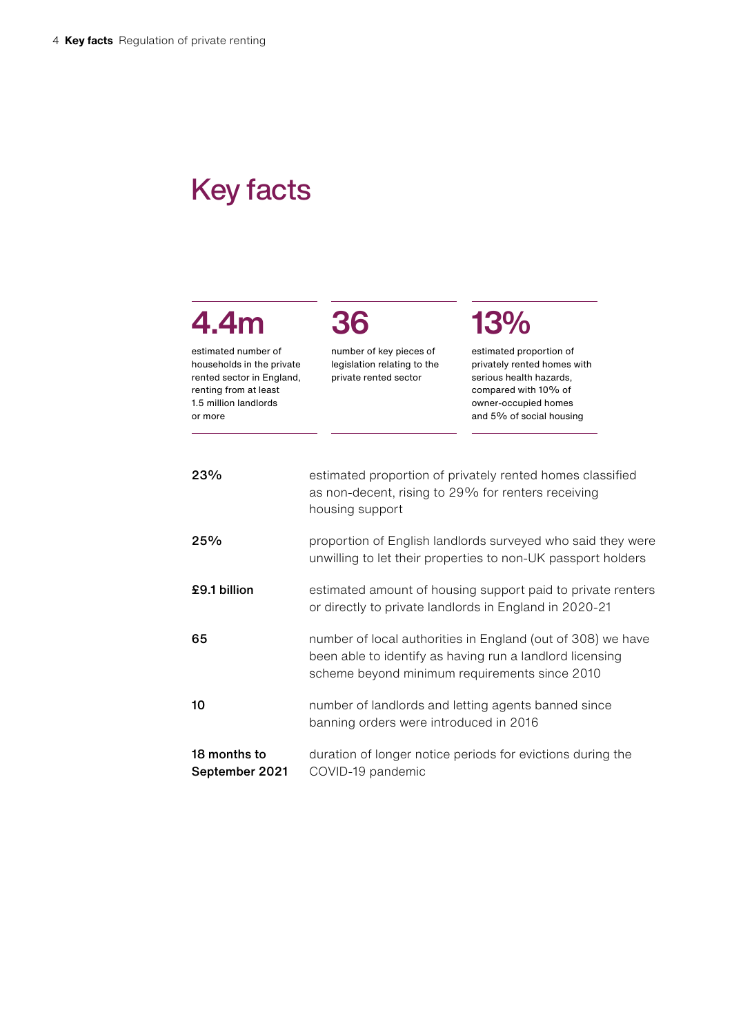# Key facts

**4.4m**

estimated number of households in the private rented sector in England, renting from at least 1.5 million landlords or more

**36**

number of key pieces of legislation relating to the private rented sector

**13%**

estimated proportion of privately rented homes with serious health hazards, compared with 10% of owner-occupied homes and 5% of social housing

| | |
|---|---|
| **23%** | estimated proportion of privately rented homes classified as non-decent, rising to 29% for renters receiving housing support |
| **25%** | proportion of English landlords surveyed who said they were unwilling to let their properties to non-UK passport holders |
| **£9.1 billion** | estimated amount of housing support paid to private renters or directly to private landlords in England in 2020-21 |
| **65** | number of local authorities in England (out of 308) we have been able to identify as having run a landlord licensing scheme beyond minimum requirements since 2010 |
| **10** | number of landlords and letting agents banned since banning orders were introduced in 2016 |
| **18 months to September 2021** | duration of longer notice periods for evictions during the COVID-19 pandemic |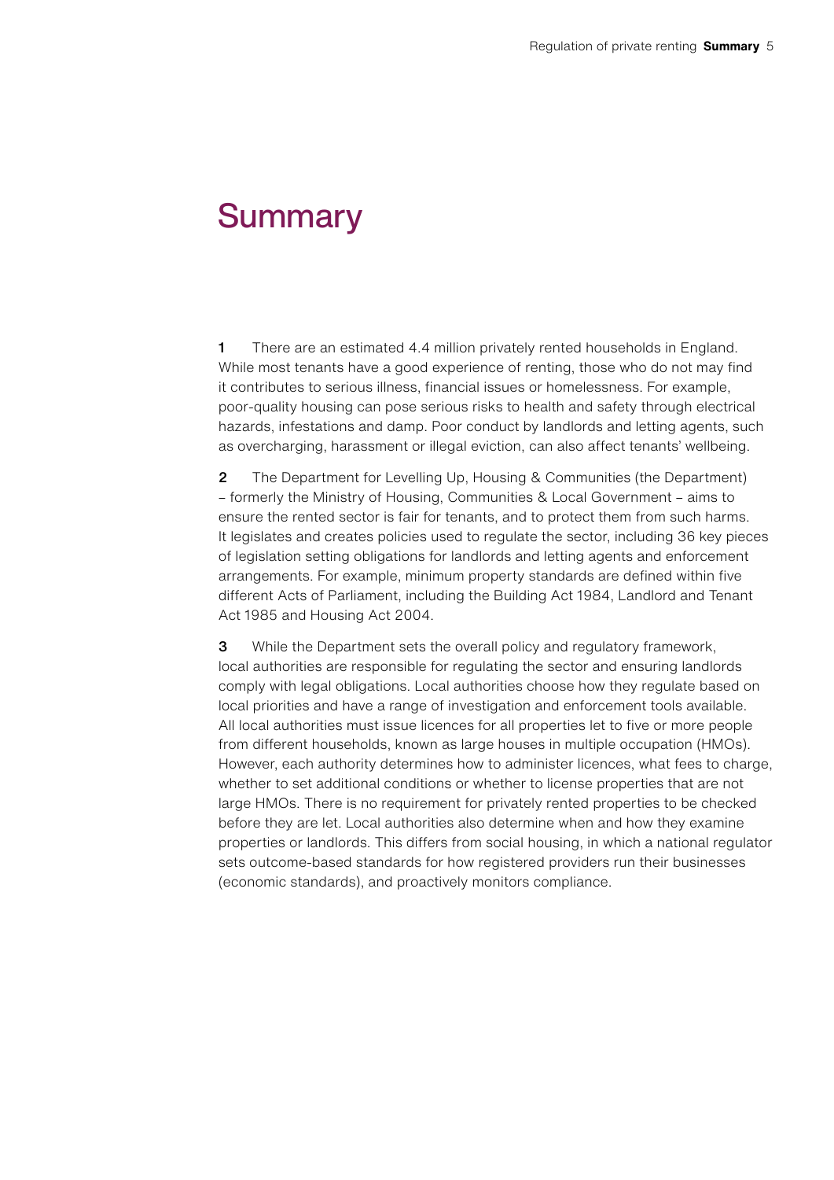# Summary

**1** There are an estimated 4.4 million privately rented households in England. While most tenants have a good experience of renting, those who do not may find it contributes to serious illness, financial issues or homelessness. For example, poor-quality housing can pose serious risks to health and safety through electrical hazards, infestations and damp. Poor conduct by landlords and letting agents, such as overcharging, harassment or illegal eviction, can also affect tenants' wellbeing.

**2** The Department for Levelling Up, Housing & Communities (the Department) – formerly the Ministry of Housing, Communities & Local Government – aims to ensure the rented sector is fair for tenants, and to protect them from such harms. It legislates and creates policies used to regulate the sector, including 36 key pieces of legislation setting obligations for landlords and letting agents and enforcement arrangements. For example, minimum property standards are defined within five different Acts of Parliament, including the Building Act 1984, Landlord and Tenant Act 1985 and Housing Act 2004.

**3** While the Department sets the overall policy and regulatory framework, local authorities are responsible for regulating the sector and ensuring landlords comply with legal obligations. Local authorities choose how they regulate based on local priorities and have a range of investigation and enforcement tools available. All local authorities must issue licences for all properties let to five or more people from different households, known as large houses in multiple occupation (HMOs). However, each authority determines how to administer licences, what fees to charge, whether to set additional conditions or whether to license properties that are not large HMOs. There is no requirement for privately rented properties to be checked before they are let. Local authorities also determine when and how they examine properties or landlords. This differs from social housing, in which a national regulator sets outcome-based standards for how registered providers run their businesses (economic standards), and proactively monitors compliance.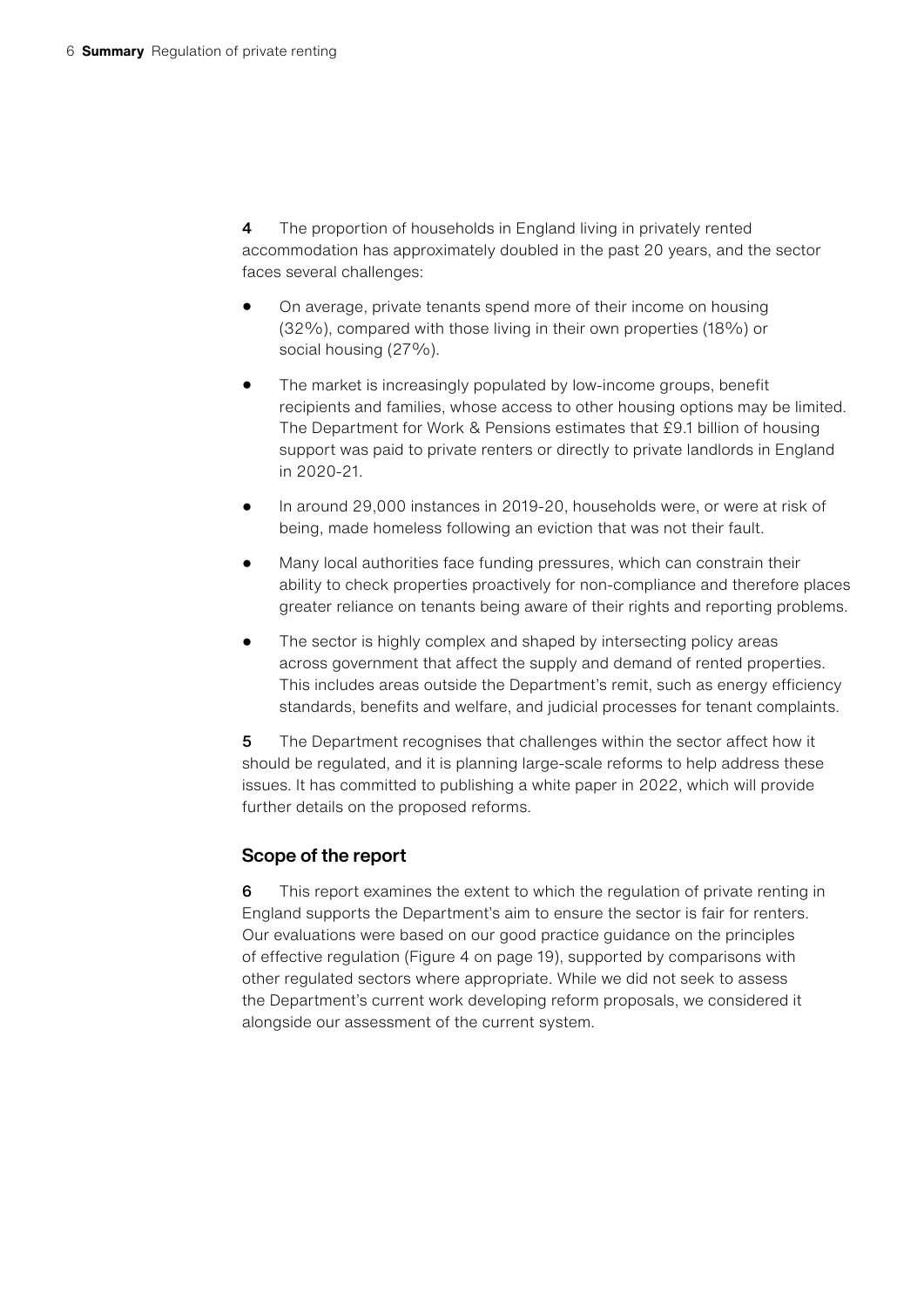**4** The proportion of households in England living in privately rented accommodation has approximately doubled in the past 20 years, and the sector faces several challenges:

- On average, private tenants spend more of their income on housing (32%), compared with those living in their own properties (18%) or social housing (27%).
- The market is increasingly populated by low-income groups, benefit recipients and families, whose access to other housing options may be limited. The Department for Work & Pensions estimates that £9.1 billion of housing support was paid to private renters or directly to private landlords in England in 2020-21.
- In around 29,000 instances in 2019-20, households were, or were at risk of being, made homeless following an eviction that was not their fault.
- Many local authorities face funding pressures, which can constrain their ability to check properties proactively for non-compliance and therefore places greater reliance on tenants being aware of their rights and reporting problems.
- The sector is highly complex and shaped by intersecting policy areas across government that affect the supply and demand of rented properties. This includes areas outside the Department's remit, such as energy efficiency standards, benefits and welfare, and judicial processes for tenant complaints.

**5** The Department recognises that challenges within the sector affect how it should be regulated, and it is planning large-scale reforms to help address these issues. It has committed to publishing a white paper in 2022, which will provide further details on the proposed reforms.

## Scope of the report

**6** This report examines the extent to which the regulation of private renting in England supports the Department's aim to ensure the sector is fair for renters. Our evaluations were based on our good practice guidance on the principles of effective regulation (Figure 4 on page 19), supported by comparisons with other regulated sectors where appropriate. While we did not seek to assess the Department's current work developing reform proposals, we considered it alongside our assessment of the current system.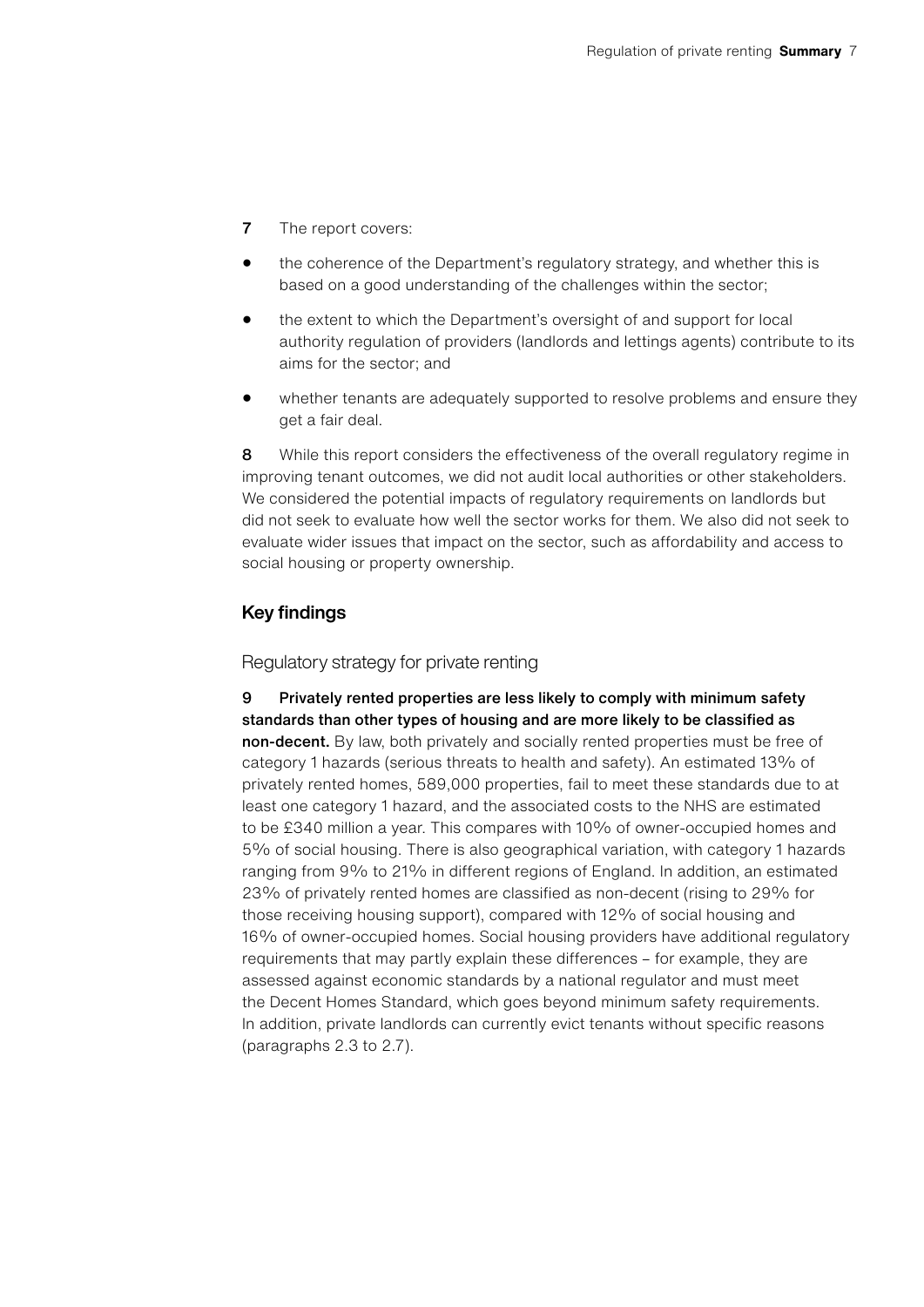**7** The report covers:

- the coherence of the Department's regulatory strategy, and whether this is based on a good understanding of the challenges within the sector;
- the extent to which the Department's oversight of and support for local authority regulation of providers (landlords and lettings agents) contribute to its aims for the sector; and
- whether tenants are adequately supported to resolve problems and ensure they get a fair deal.

**8** While this report considers the effectiveness of the overall regulatory regime in improving tenant outcomes, we did not audit local authorities or other stakeholders. We considered the potential impacts of regulatory requirements on landlords but did not seek to evaluate how well the sector works for them. We also did not seek to evaluate wider issues that impact on the sector, such as affordability and access to social housing or property ownership.

## Key findings

### Regulatory strategy for private renting

**9 Privately rented properties are less likely to comply with minimum safety standards than other types of housing and are more likely to be classified as non-decent.** By law, both privately and socially rented properties must be free of category 1 hazards (serious threats to health and safety). An estimated 13% of privately rented homes, 589,000 properties, fail to meet these standards due to at least one category 1 hazard, and the associated costs to the NHS are estimated to be £340 million a year. This compares with 10% of owner-occupied homes and 5% of social housing. There is also geographical variation, with category 1 hazards ranging from 9% to 21% in different regions of England. In addition, an estimated 23% of privately rented homes are classified as non-decent (rising to 29% for those receiving housing support), compared with 12% of social housing and 16% of owner-occupied homes. Social housing providers have additional regulatory requirements that may partly explain these differences – for example, they are assessed against economic standards by a national regulator and must meet the Decent Homes Standard, which goes beyond minimum safety requirements. In addition, private landlords can currently evict tenants without specific reasons (paragraphs 2.3 to 2.7).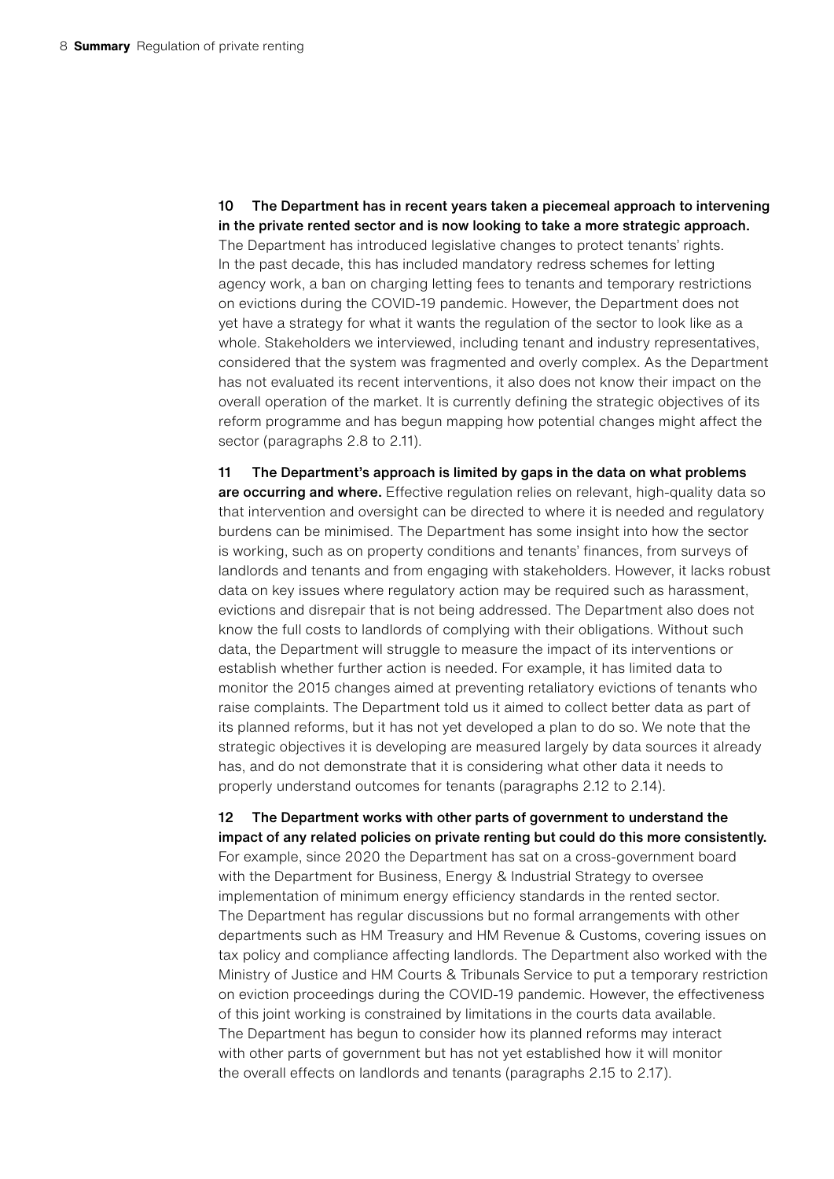**10 The Department has in recent years taken a piecemeal approach to intervening in the private rented sector and is now looking to take a more strategic approach.** The Department has introduced legislative changes to protect tenants' rights. In the past decade, this has included mandatory redress schemes for letting agency work, a ban on charging letting fees to tenants and temporary restrictions on evictions during the COVID-19 pandemic. However, the Department does not yet have a strategy for what it wants the regulation of the sector to look like as a whole. Stakeholders we interviewed, including tenant and industry representatives, considered that the system was fragmented and overly complex. As the Department has not evaluated its recent interventions, it also does not know their impact on the overall operation of the market. It is currently defining the strategic objectives of its reform programme and has begun mapping how potential changes might affect the sector (paragraphs 2.8 to 2.11).

**11 The Department's approach is limited by gaps in the data on what problems are occurring and where.** Effective regulation relies on relevant, high-quality data so that intervention and oversight can be directed to where it is needed and regulatory burdens can be minimised. The Department has some insight into how the sector is working, such as on property conditions and tenants' finances, from surveys of landlords and tenants and from engaging with stakeholders. However, it lacks robust data on key issues where regulatory action may be required such as harassment, evictions and disrepair that is not being addressed. The Department also does not know the full costs to landlords of complying with their obligations. Without such data, the Department will struggle to measure the impact of its interventions or establish whether further action is needed. For example, it has limited data to monitor the 2015 changes aimed at preventing retaliatory evictions of tenants who raise complaints. The Department told us it aimed to collect better data as part of its planned reforms, but it has not yet developed a plan to do so. We note that the strategic objectives it is developing are measured largely by data sources it already has, and do not demonstrate that it is considering what other data it needs to properly understand outcomes for tenants (paragraphs 2.12 to 2.14).

**12 The Department works with other parts of government to understand the impact of any related policies on private renting but could do this more consistently.** For example, since 2020 the Department has sat on a cross-government board with the Department for Business, Energy & Industrial Strategy to oversee implementation of minimum energy efficiency standards in the rented sector. The Department has regular discussions but no formal arrangements with other departments such as HM Treasury and HM Revenue & Customs, covering issues on tax policy and compliance affecting landlords. The Department also worked with the Ministry of Justice and HM Courts & Tribunals Service to put a temporary restriction on eviction proceedings during the COVID-19 pandemic. However, the effectiveness of this joint working is constrained by limitations in the courts data available. The Department has begun to consider how its planned reforms may interact with other parts of government but has not yet established how it will monitor the overall effects on landlords and tenants (paragraphs 2.15 to 2.17).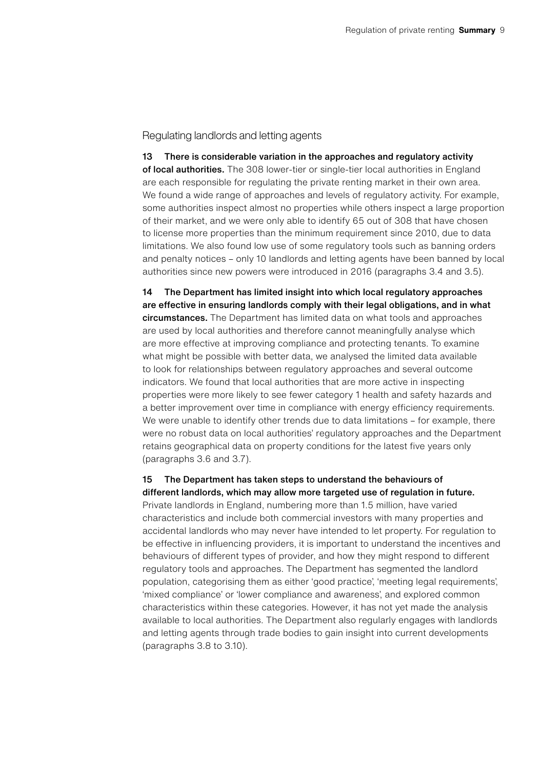## Regulating landlords and letting agents

**13 There is considerable variation in the approaches and regulatory activity of local authorities.** The 308 lower-tier or single-tier local authorities in England are each responsible for regulating the private renting market in their own area. We found a wide range of approaches and levels of regulatory activity. For example, some authorities inspect almost no properties while others inspect a large proportion of their market, and we were only able to identify 65 out of 308 that have chosen to license more properties than the minimum requirement since 2010, due to data limitations. We also found low use of some regulatory tools such as banning orders and penalty notices – only 10 landlords and letting agents have been banned by local authorities since new powers were introduced in 2016 (paragraphs 3.4 and 3.5).

**14 The Department has limited insight into which local regulatory approaches are effective in ensuring landlords comply with their legal obligations, and in what circumstances.** The Department has limited data on what tools and approaches are used by local authorities and therefore cannot meaningfully analyse which are more effective at improving compliance and protecting tenants. To examine what might be possible with better data, we analysed the limited data available to look for relationships between regulatory approaches and several outcome indicators. We found that local authorities that are more active in inspecting properties were more likely to see fewer category 1 health and safety hazards and a better improvement over time in compliance with energy efficiency requirements. We were unable to identify other trends due to data limitations – for example, there were no robust data on local authorities' regulatory approaches and the Department retains geographical data on property conditions for the latest five years only (paragraphs 3.6 and 3.7).

**15 The Department has taken steps to understand the behaviours of different landlords, which may allow more targeted use of regulation in future.** Private landlords in England, numbering more than 1.5 million, have varied characteristics and include both commercial investors with many properties and accidental landlords who may never have intended to let property. For regulation to be effective in influencing providers, it is important to understand the incentives and behaviours of different types of provider, and how they might respond to different regulatory tools and approaches. The Department has segmented the landlord population, categorising them as either 'good practice', 'meeting legal requirements', 'mixed compliance' or 'lower compliance and awareness', and explored common characteristics within these categories. However, it has not yet made the analysis available to local authorities. The Department also regularly engages with landlords and letting agents through trade bodies to gain insight into current developments (paragraphs 3.8 to 3.10).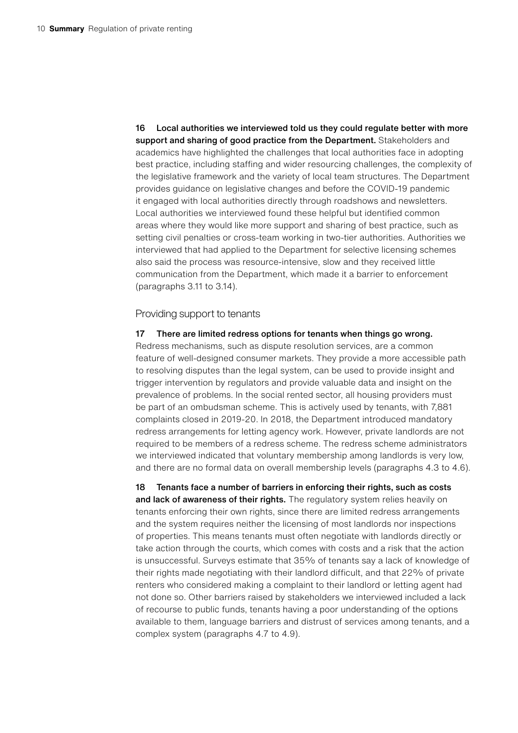**16 Local authorities we interviewed told us they could regulate better with more support and sharing of good practice from the Department.** Stakeholders and academics have highlighted the challenges that local authorities face in adopting best practice, including staffing and wider resourcing challenges, the complexity of the legislative framework and the variety of local team structures. The Department provides guidance on legislative changes and before the COVID-19 pandemic it engaged with local authorities directly through roadshows and newsletters. Local authorities we interviewed found these helpful but identified common areas where they would like more support and sharing of best practice, such as setting civil penalties or cross-team working in two-tier authorities. Authorities we interviewed that had applied to the Department for selective licensing schemes also said the process was resource-intensive, slow and they received little communication from the Department, which made it a barrier to enforcement (paragraphs 3.11 to 3.14).

## Providing support to tenants

**17 There are limited redress options for tenants when things go wrong.** Redress mechanisms, such as dispute resolution services, are a common feature of well-designed consumer markets. They provide a more accessible path to resolving disputes than the legal system, can be used to provide insight and trigger intervention by regulators and provide valuable data and insight on the prevalence of problems. In the social rented sector, all housing providers must be part of an ombudsman scheme. This is actively used by tenants, with 7,881 complaints closed in 2019-20. In 2018, the Department introduced mandatory redress arrangements for letting agency work. However, private landlords are not required to be members of a redress scheme. The redress scheme administrators we interviewed indicated that voluntary membership among landlords is very low, and there are no formal data on overall membership levels (paragraphs 4.3 to 4.6).

**18 Tenants face a number of barriers in enforcing their rights, such as costs and lack of awareness of their rights.** The regulatory system relies heavily on tenants enforcing their own rights, since there are limited redress arrangements and the system requires neither the licensing of most landlords nor inspections of properties. This means tenants must often negotiate with landlords directly or take action through the courts, which comes with costs and a risk that the action is unsuccessful. Surveys estimate that 35% of tenants say a lack of knowledge of their rights made negotiating with their landlord difficult, and that 22% of private renters who considered making a complaint to their landlord or letting agent had not done so. Other barriers raised by stakeholders we interviewed included a lack of recourse to public funds, tenants having a poor understanding of the options available to them, language barriers and distrust of services among tenants, and a complex system (paragraphs 4.7 to 4.9).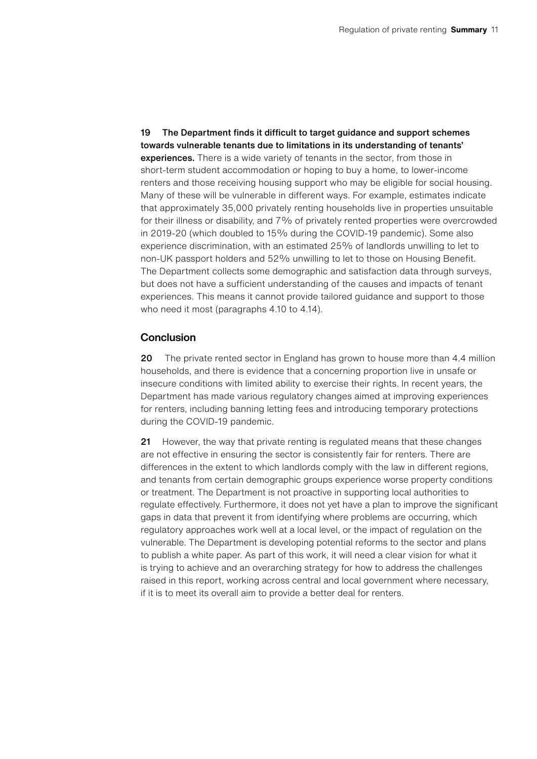**19 The Department finds it difficult to target guidance and support schemes towards vulnerable tenants due to limitations in its understanding of tenants' experiences.** There is a wide variety of tenants in the sector, from those in short-term student accommodation or hoping to buy a home, to lower-income renters and those receiving housing support who may be eligible for social housing. Many of these will be vulnerable in different ways. For example, estimates indicate that approximately 35,000 privately renting households live in properties unsuitable for their illness or disability, and 7% of privately rented properties were overcrowded in 2019-20 (which doubled to 15% during the COVID-19 pandemic). Some also experience discrimination, with an estimated 25% of landlords unwilling to let to non-UK passport holders and 52% unwilling to let to those on Housing Benefit. The Department collects some demographic and satisfaction data through surveys, but does not have a sufficient understanding of the causes and impacts of tenant experiences. This means it cannot provide tailored guidance and support to those who need it most (paragraphs 4.10 to 4.14).

## Conclusion

**20** The private rented sector in England has grown to house more than 4.4 million households, and there is evidence that a concerning proportion live in unsafe or insecure conditions with limited ability to exercise their rights. In recent years, the Department has made various regulatory changes aimed at improving experiences for renters, including banning letting fees and introducing temporary protections during the COVID-19 pandemic.

**21** However, the way that private renting is regulated means that these changes are not effective in ensuring the sector is consistently fair for renters. There are differences in the extent to which landlords comply with the law in different regions, and tenants from certain demographic groups experience worse property conditions or treatment. The Department is not proactive in supporting local authorities to regulate effectively. Furthermore, it does not yet have a plan to improve the significant gaps in data that prevent it from identifying where problems are occurring, which regulatory approaches work well at a local level, or the impact of regulation on the vulnerable. The Department is developing potential reforms to the sector and plans to publish a white paper. As part of this work, it will need a clear vision for what it is trying to achieve and an overarching strategy for how to address the challenges raised in this report, working across central and local government where necessary, if it is to meet its overall aim to provide a better deal for renters.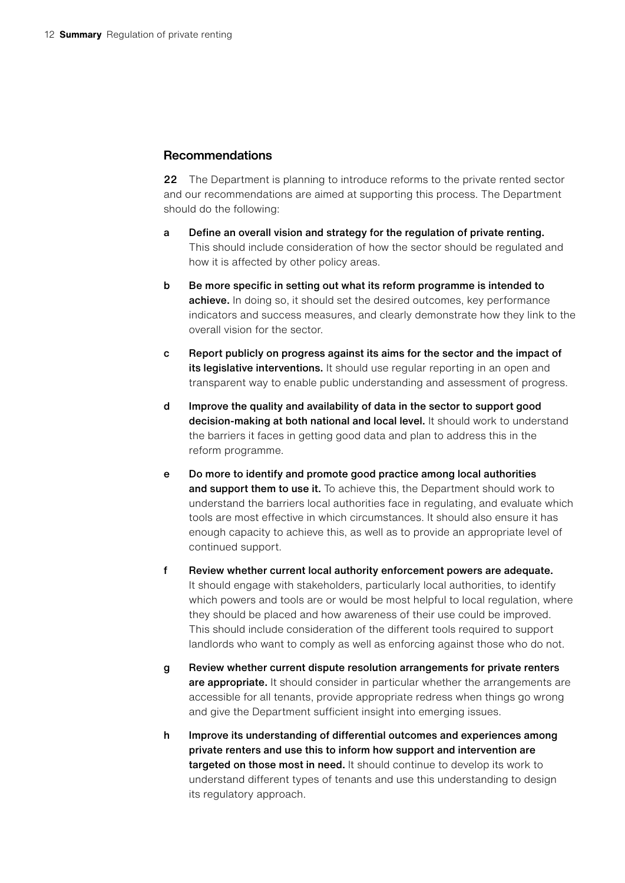## Recommendations

**22** The Department is planning to introduce reforms to the private rented sector and our recommendations are aimed at supporting this process. The Department should do the following:

- **a** **Define an overall vision and strategy for the regulation of private renting.** This should include consideration of how the sector should be regulated and how it is affected by other policy areas.

- **b** **Be more specific in setting out what its reform programme is intended to achieve.** In doing so, it should set the desired outcomes, key performance indicators and success measures, and clearly demonstrate how they link to the overall vision for the sector.

- **c** **Report publicly on progress against its aims for the sector and the impact of its legislative interventions.** It should use regular reporting in an open and transparent way to enable public understanding and assessment of progress.

- **d** **Improve the quality and availability of data in the sector to support good decision-making at both national and local level.** It should work to understand the barriers it faces in getting good data and plan to address this in the reform programme.

- **e** **Do more to identify and promote good practice among local authorities and support them to use it.** To achieve this, the Department should work to understand the barriers local authorities face in regulating, and evaluate which tools are most effective in which circumstances. It should also ensure it has enough capacity to achieve this, as well as to provide an appropriate level of continued support.

- **f** **Review whether current local authority enforcement powers are adequate.** It should engage with stakeholders, particularly local authorities, to identify which powers and tools are or would be most helpful to local regulation, where they should be placed and how awareness of their use could be improved. This should include consideration of the different tools required to support landlords who want to comply as well as enforcing against those who do not.

- **g** **Review whether current dispute resolution arrangements for private renters are appropriate.** It should consider in particular whether the arrangements are accessible for all tenants, provide appropriate redress when things go wrong and give the Department sufficient insight into emerging issues.

- **h** **Improve its understanding of differential outcomes and experiences among private renters and use this to inform how support and intervention are targeted on those most in need.** It should continue to develop its work to understand different types of tenants and use this understanding to design its regulatory approach.